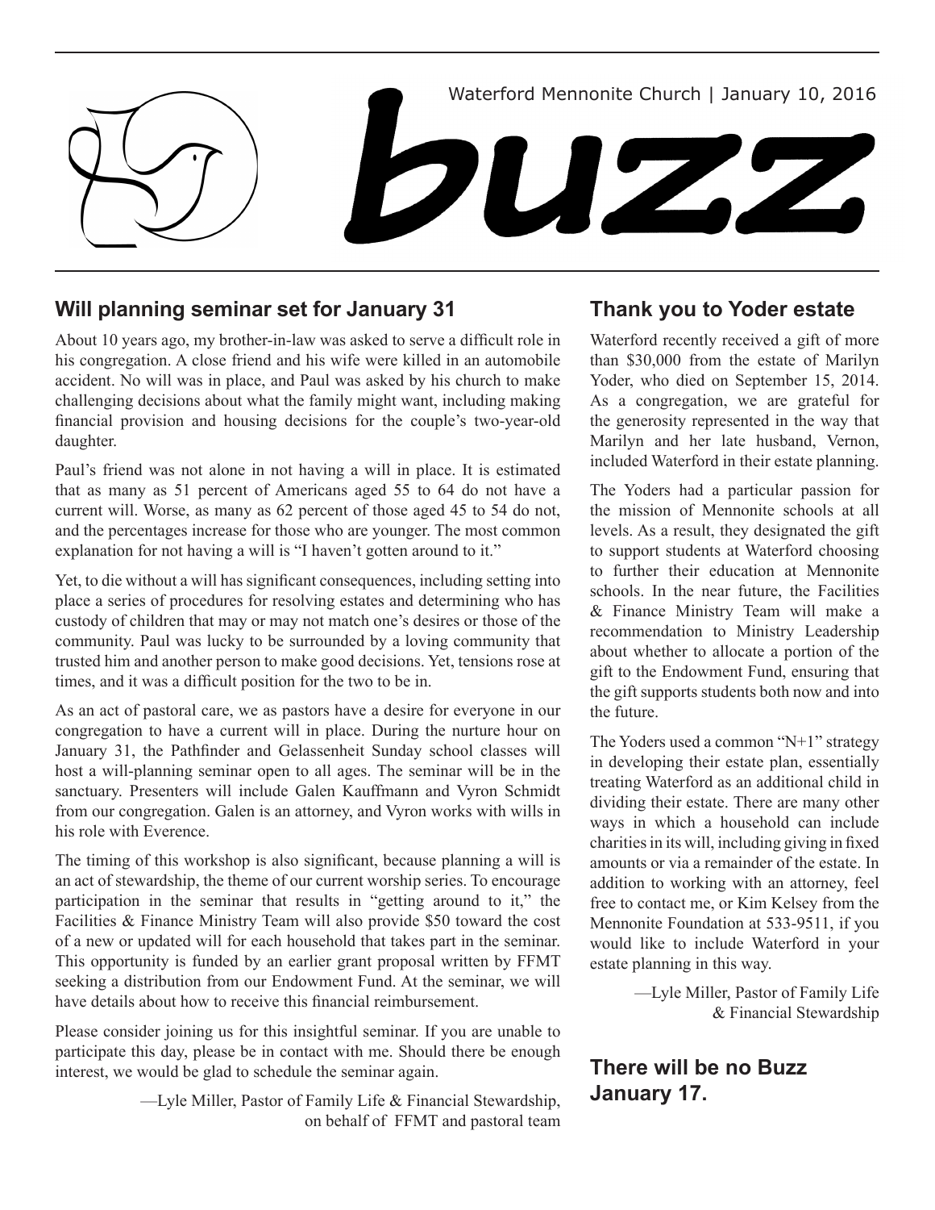Waterford Mennonite Church | January 10, 2016

# buzz

## Will planning seminar set for January 31

About 10 years ago, my brother-in-law was asked to serve a difficult role in his congregation. A close friend and his wife were killed in an automobile accident. No will was in place, and Paul was asked by his church to make challenging decisions about what the family might want, including making financial provision and housing decisions for the couple's two-year-old daughter.

Paul's friend was not alone in not having a will in place. It is estimated that as many as 51 percent of Americans aged 55 to 64 do not have a current will. Worse, as many as 62 percent of those aged 45 to 54 do not, and the percentages increase for those who are younger. The most common explanation for not having a will is "I haven't gotten around to it."

Yet, to die without a will has significant consequences, including setting into place a series of procedures for resolving estates and determining who has custody of children that may or may not match one's desires or those of the community. Paul was lucky to be surrounded by a loving community that trusted him and another person to make good decisions. Yet, tensions rose at times, and it was a difficult position for the two to be in.

As an act of pastoral care, we as pastors have a desire for everyone in our congregation to have a current will in place. During the nurture hour on January 31, the Pathfinder and Gelassenheit Sunday school classes will host a will-planning seminar open to all ages. The seminar will be in the sanctuary. Presenters will include Galen Kauffmann and Vyron Schmidt from our congregation. Galen is an attorney, and Vyron works with wills in his role with Everence.

The timing of this workshop is also significant, because planning a will is an act of stewardship, the theme of our current worship series. To encourage participation in the seminar that results in "getting around to it," the Facilities & Finance Ministry Team will also provide $50 toward the cost of a new or updated will for each household that takes part in the seminar. This opportunity is funded by an earlier grant proposal written by FFMT seeking a distribution from our Endowment Fund. At the seminar, we will have details about how to receive this financial reimbursement.

Please consider joining us for this insightful seminar. If you are unable to participate this day, please be in contact with me. Should there be enough interest, we would be glad to schedule the seminar again.

—Lyle Miller, Pastor of Family Life & Financial Stewardship, on behalf of FFMT and pastoral team

## Thank you to Yoder estate

Waterford recently received a gift of more than $30,000 from the estate of Marilyn Yoder, who died on September 15, 2014. As a congregation, we are grateful for the generosity represented in the way that Marilyn and her late husband, Vernon, included Waterford in their estate planning.

The Yoders had a particular passion for the mission of Mennonite schools at all levels. As a result, they designated the gift to support students at Waterford choosing to further their education at Mennonite schools. In the near future, the Facilities & Finance Ministry Team will make a recommendation to Ministry Leadership about whether to allocate a portion of the gift to the Endowment Fund, ensuring that the gift supports students both now and into the future.

The Yoders used a common "N+1" strategy in developing their estate plan, essentially treating Waterford as an additional child in dividing their estate. There are many other ways in which a household can include charities in its will, including giving in fixed amounts or via a remainder of the estate. In addition to working with an attorney, feel free to contact me, or Kim Kelsey from the Mennonite Foundation at 533-9511, if you would like to include Waterford in your estate planning in this way.

—Lyle Miller, Pastor of Family Life & Financial Stewardship

## There will be no Buzz January 17.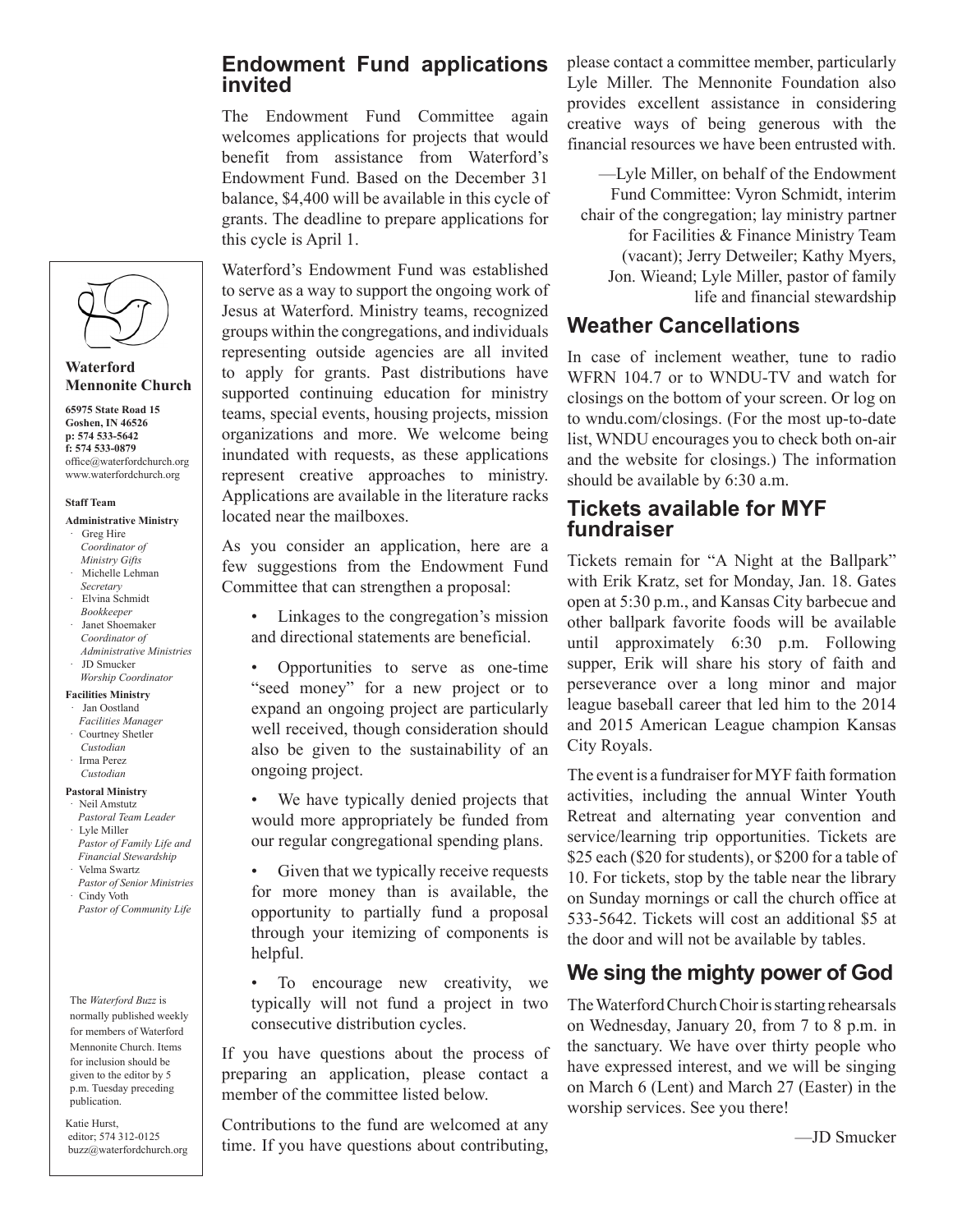**Waterford Mennonite Church**

**65975 State Road 15**
**Goshen, IN 46526**
**p: 574 533-5642**
**f: 574 533-0879**
office@waterfordchurch.org
www.waterfordchurch.org

**Staff Team**

**Administrative Ministry**
- Greg Hire
  *Coordinator of Ministry Gifts*
- Michelle Lehman
  *Secretary*
- Elvina Schmidt
  *Bookkeeper*
- Janet Shoemaker
  *Coordinator of Administrative Ministries*
- JD Smucker
  *Worship Coordinator*

**Facilities Ministry**
- Jan Oostland
  *Facilities Manager*
- Courtney Shetler
  *Custodian*
- Irma Perez
  *Custodian*

**Pastoral Ministry**
- Neil Amstutz
  *Pastoral Team Leader*
- Lyle Miller
  *Pastor of Family Life and Financial Stewardship*
- Velma Swartz
  *Pastor of Senior Ministries*
- Cindy Voth
  *Pastor of Community Life*

The *Waterford Buzz* is normally published weekly for members of Waterford Mennonite Church. Items for inclusion should be given to the editor by 5 p.m. Tuesday preceding publication.

Katie Hurst, editor; 574 312-0125
buzz@waterfordchurch.org

## Endowment Fund applications invited

The Endowment Fund Committee again welcomes applications for projects that would benefit from assistance from Waterford's Endowment Fund. Based on the December 31 balance, $4,400 will be available in this cycle of grants. The deadline to prepare applications for this cycle is April 1.

Waterford's Endowment Fund was established to serve as a way to support the ongoing work of Jesus at Waterford. Ministry teams, recognized groups within the congregations, and individuals representing outside agencies are all invited to apply for grants. Past distributions have supported continuing education for ministry teams, special events, housing projects, mission organizations and more. We welcome being inundated with requests, as these applications represent creative approaches to ministry. Applications are available in the literature racks located near the mailboxes.

As you consider an application, here are a few suggestions from the Endowment Fund Committee that can strengthen a proposal:

- Linkages to the congregation's mission and directional statements are beneficial.
- Opportunities to serve as one-time "seed money" for a new project or to expand an ongoing project are particularly well received, though consideration should also be given to the sustainability of an ongoing project.
- We have typically denied projects that would more appropriately be funded from our regular congregational spending plans.
- Given that we typically receive requests for more money than is available, the opportunity to partially fund a proposal through your itemizing of components is helpful.
- To encourage new creativity, we typically will not fund a project in two consecutive distribution cycles.

If you have questions about the process of preparing an application, please contact a member of the committee listed below.

Contributions to the fund are welcomed at any time. If you have questions about contributing, please contact a committee member, particularly Lyle Miller. The Mennonite Foundation also provides excellent assistance in considering creative ways of being generous with the financial resources we have been entrusted with.

—Lyle Miller, on behalf of the Endowment Fund Committee: Vyron Schmidt, interim chair of the congregation; lay ministry partner for Facilities & Finance Ministry Team (vacant); Jerry Detweiler; Kathy Myers, Jon. Wieand; Lyle Miller, pastor of family life and financial stewardship

## Weather Cancellations

In case of inclement weather, tune to radio WFRN 104.7 or to WNDU-TV and watch for closings on the bottom of your screen. Or log on to wndu.com/closings. (For the most up-to-date list, WNDU encourages you to check both on-air and the website for closings.) The information should be available by 6:30 a.m.

## Tickets available for MYF fundraiser

Tickets remain for "A Night at the Ballpark" with Erik Kratz, set for Monday, Jan. 18. Gates open at 5:30 p.m., and Kansas City barbecue and other ballpark favorite foods will be available until approximately 6:30 p.m. Following supper, Erik will share his story of faith and perseverance over a long minor and major league baseball career that led him to the 2014 and 2015 American League champion Kansas City Royals.

The event is a fundraiser for MYF faith formation activities, including the annual Winter Youth Retreat and alternating year convention and service/learning trip opportunities. Tickets are $25 each ($20 for students), or $200 for a table of 10. For tickets, stop by the table near the library on Sunday mornings or call the church office at 533-5642. Tickets will cost an additional $5 at the door and will not be available by tables.

## We sing the mighty power of God

The Waterford Church Choir is starting rehearsals on Wednesday, January 20, from 7 to 8 p.m. in the sanctuary. We have over thirty people who have expressed interest, and we will be singing on March 6 (Lent) and March 27 (Easter) in the worship services. See you there!

—JD Smucker